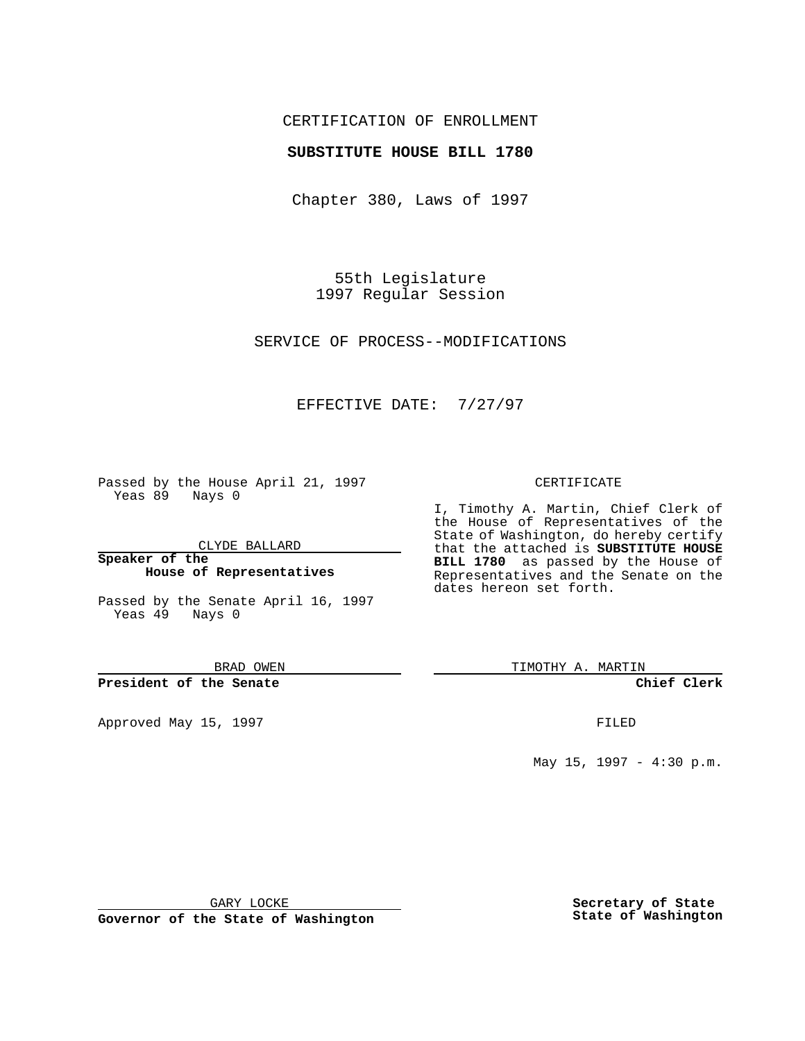CERTIFICATION OF ENROLLMENT

**SUBSTITUTE HOUSE BILL 1780**

Chapter 380, Laws of 1997

55th Legislature
1997 Regular Session

SERVICE OF PROCESS--MODIFICATIONS

EFFECTIVE DATE: 7/27/97

Passed by the House April 21, 1997
Yeas 89 Nays 0

CLYDE BALLARD

**Speaker of the House of Representatives**

Passed by the Senate April 16, 1997
Yeas 49 Nays 0

BRAD OWEN

**President of the Senate**

Approved May 15, 1997

GARY LOCKE

**Governor of the State of Washington**

CERTIFICATE

I, Timothy A. Martin, Chief Clerk of the House of Representatives of the State of Washington, do hereby certify that the attached is **SUBSTITUTE HOUSE BILL 1780** as passed by the House of Representatives and the Senate on the dates hereon set forth.

TIMOTHY A. MARTIN

**Chief Clerk**

FILED

May 15, 1997 - 4:30 p.m.

**Secretary of State**
**State of Washington**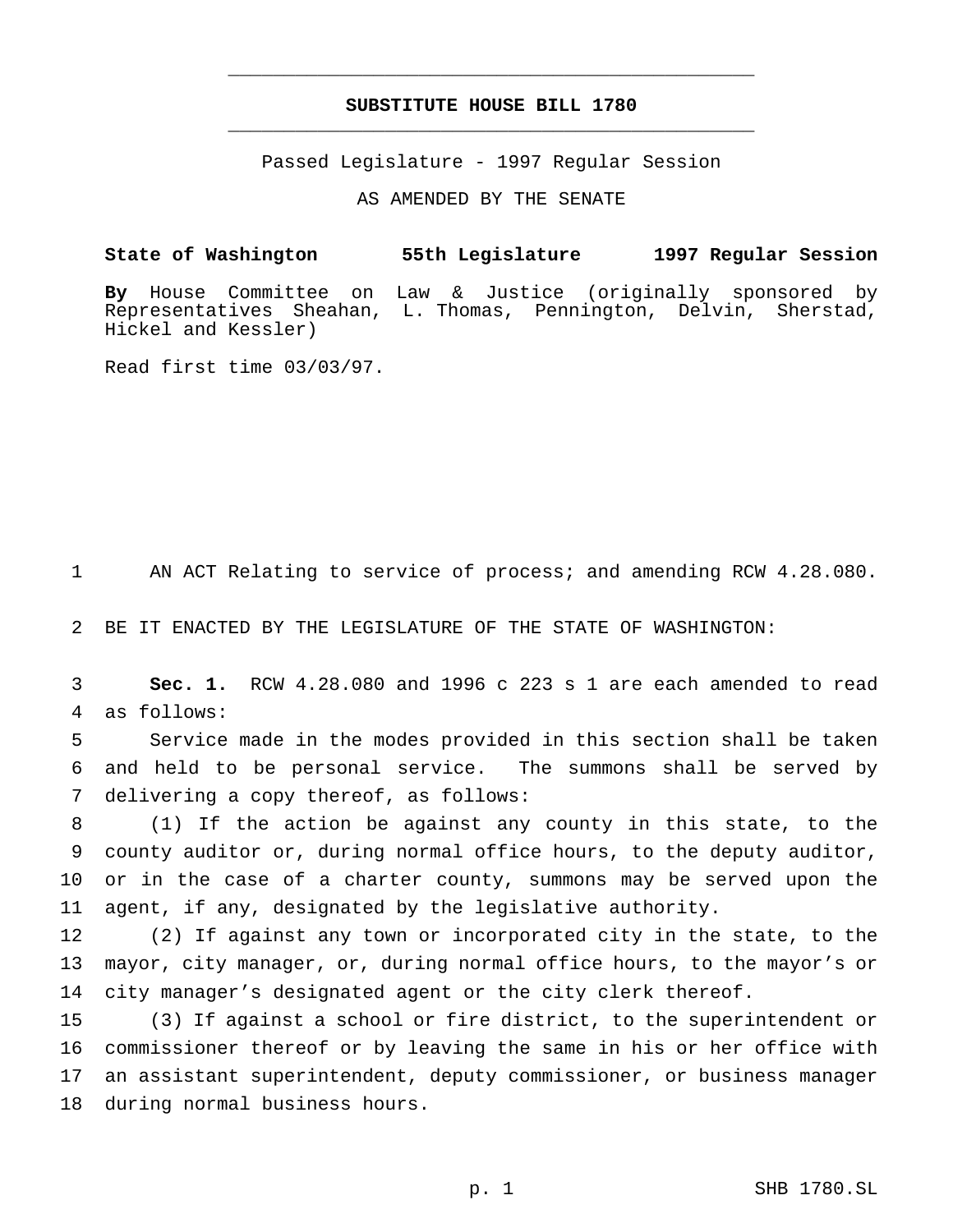# SUBSTITUTE HOUSE BILL 1780

Passed Legislature - 1997 Regular Session

AS AMENDED BY THE SENATE

**State of Washington 55th Legislature 1997 Regular Session**

**By** House Committee on Law & Justice (originally sponsored by Representatives Sheahan, L. Thomas, Pennington, Delvin, Sherstad, Hickel and Kessler)

Read first time 03/03/97.

AN ACT Relating to service of process; and amending RCW 4.28.080.

BE IT ENACTED BY THE LEGISLATURE OF THE STATE OF WASHINGTON:

**Sec. 1.** RCW 4.28.080 and 1996 c 223 s 1 are each amended to read as follows:

Service made in the modes provided in this section shall be taken and held to be personal service. The summons shall be served by delivering a copy thereof, as follows:

(1) If the action be against any county in this state, to the county auditor or, during normal office hours, to the deputy auditor, or in the case of a charter county, summons may be served upon the agent, if any, designated by the legislative authority.

(2) If against any town or incorporated city in the state, to the mayor, city manager, or, during normal office hours, to the mayor's or city manager's designated agent or the city clerk thereof.

(3) If against a school or fire district, to the superintendent or commissioner thereof or by leaving the same in his or her office with an assistant superintendent, deputy commissioner, or business manager during normal business hours.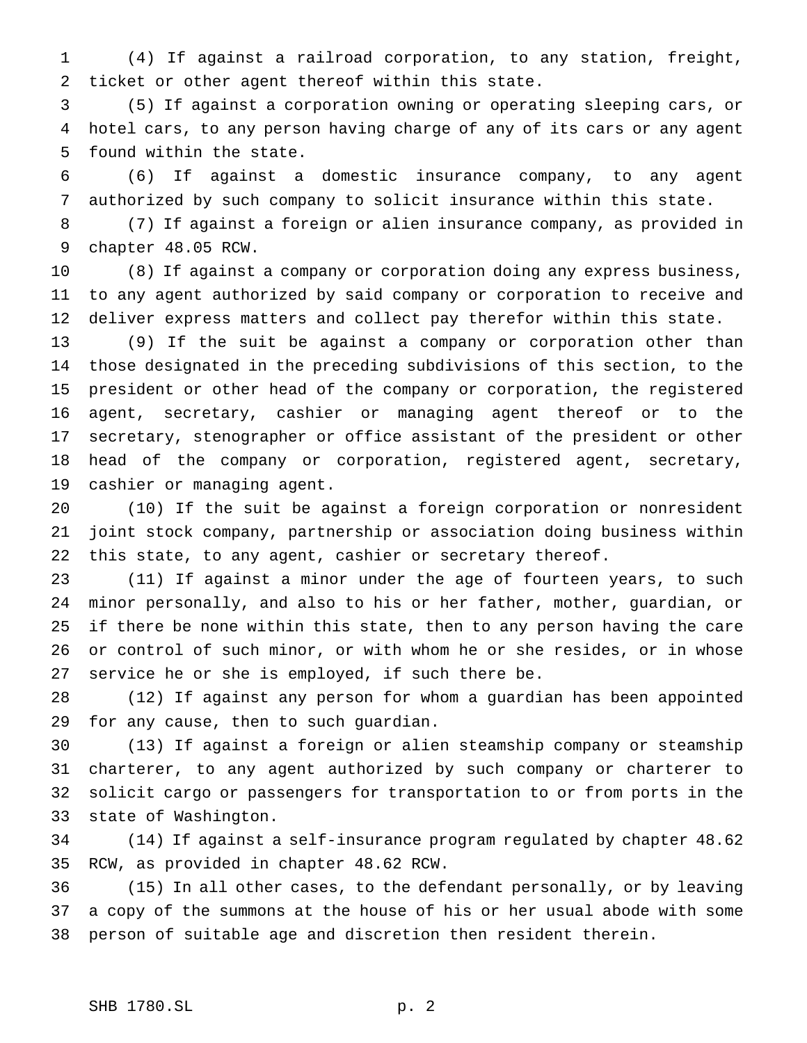(4) If against a railroad corporation, to any station, freight, ticket or other agent thereof within this state.

(5) If against a corporation owning or operating sleeping cars, or hotel cars, to any person having charge of any of its cars or any agent found within the state.

(6) If against a domestic insurance company, to any agent authorized by such company to solicit insurance within this state.

(7) If against a foreign or alien insurance company, as provided in chapter 48.05 RCW.

(8) If against a company or corporation doing any express business, to any agent authorized by said company or corporation to receive and deliver express matters and collect pay therefor within this state.

(9) If the suit be against a company or corporation other than those designated in the preceding subdivisions of this section, to the president or other head of the company or corporation, the registered agent, secretary, cashier or managing agent thereof or to the secretary, stenographer or office assistant of the president or other head of the company or corporation, registered agent, secretary, cashier or managing agent.

(10) If the suit be against a foreign corporation or nonresident joint stock company, partnership or association doing business within this state, to any agent, cashier or secretary thereof.

(11) If against a minor under the age of fourteen years, to such minor personally, and also to his or her father, mother, guardian, or if there be none within this state, then to any person having the care or control of such minor, or with whom he or she resides, or in whose service he or she is employed, if such there be.

(12) If against any person for whom a guardian has been appointed for any cause, then to such guardian.

(13) If against a foreign or alien steamship company or steamship charterer, to any agent authorized by such company or charterer to solicit cargo or passengers for transportation to or from ports in the state of Washington.

(14) If against a self-insurance program regulated by chapter 48.62 RCW, as provided in chapter 48.62 RCW.

(15) In all other cases, to the defendant personally, or by leaving a copy of the summons at the house of his or her usual abode with some person of suitable age and discretion then resident therein.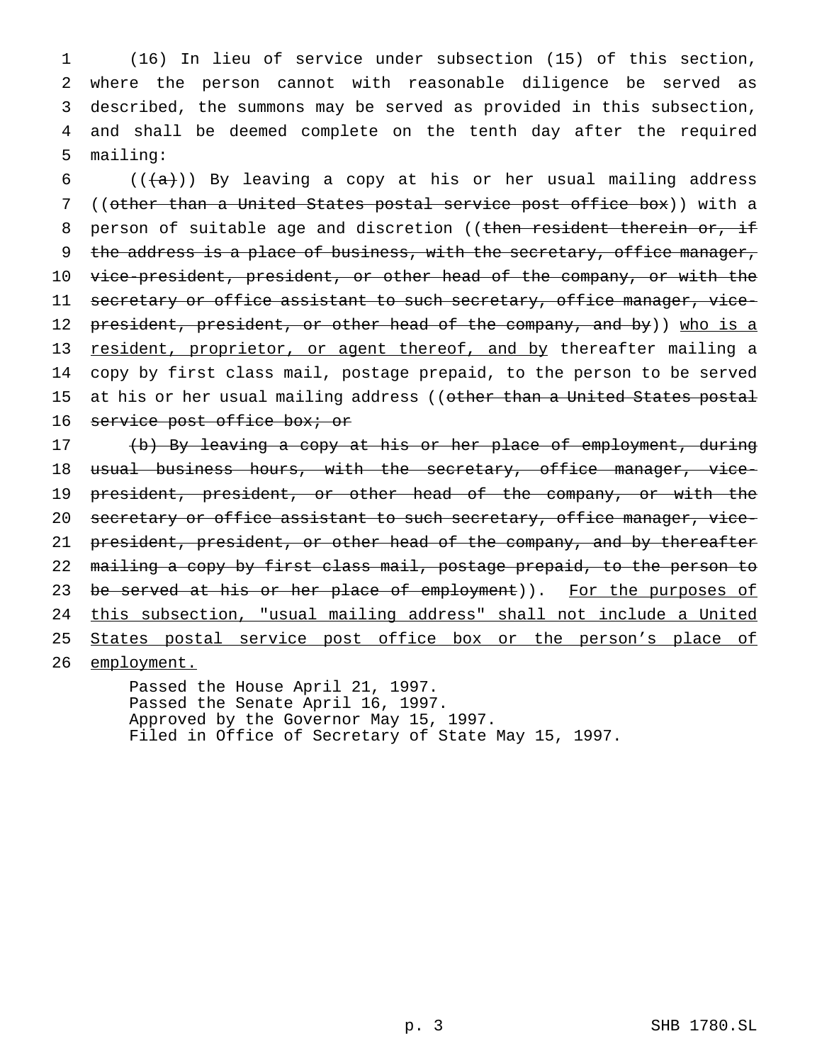(16) In lieu of service under subsection (15) of this section, where the person cannot with reasonable diligence be served as described, the summons may be served as provided in this subsection, and shall be deemed complete on the tenth day after the required mailing:

((~~(a)~~)) By leaving a copy at his or her usual mailing address ((~~other than a United States postal service post office box~~)) with a person of suitable age and discretion ((~~then resident therein or, if the address is a place of business, with the secretary, office manager, vice-president, president, or other head of the company, or with the secretary or office assistant to such secretary, office manager, vice-president, president, or other head of the company, and by~~)) <u>who is a resident, proprietor, or agent thereof, and by</u> thereafter mailing a copy by first class mail, postage prepaid, to the person to be served at his or her usual mailing address ((~~other than a United States postal service post office box; or~~

~~(b) By leaving a copy at his or her place of employment, during usual business hours, with the secretary, office manager, vice-president, president, or other head of the company, or with the secretary or office assistant to such secretary, office manager, vice-president, president, or other head of the company, and by thereafter mailing a copy by first class mail, postage prepaid, to the person to be served at his or her place of employment~~)). <u>For the purposes of this subsection, "usual mailing address" shall not include a United States postal service post office box or the person's place of employment.</u>

Passed the House April 21, 1997.
Passed the Senate April 16, 1997.
Approved by the Governor May 15, 1997.
Filed in Office of Secretary of State May 15, 1997.